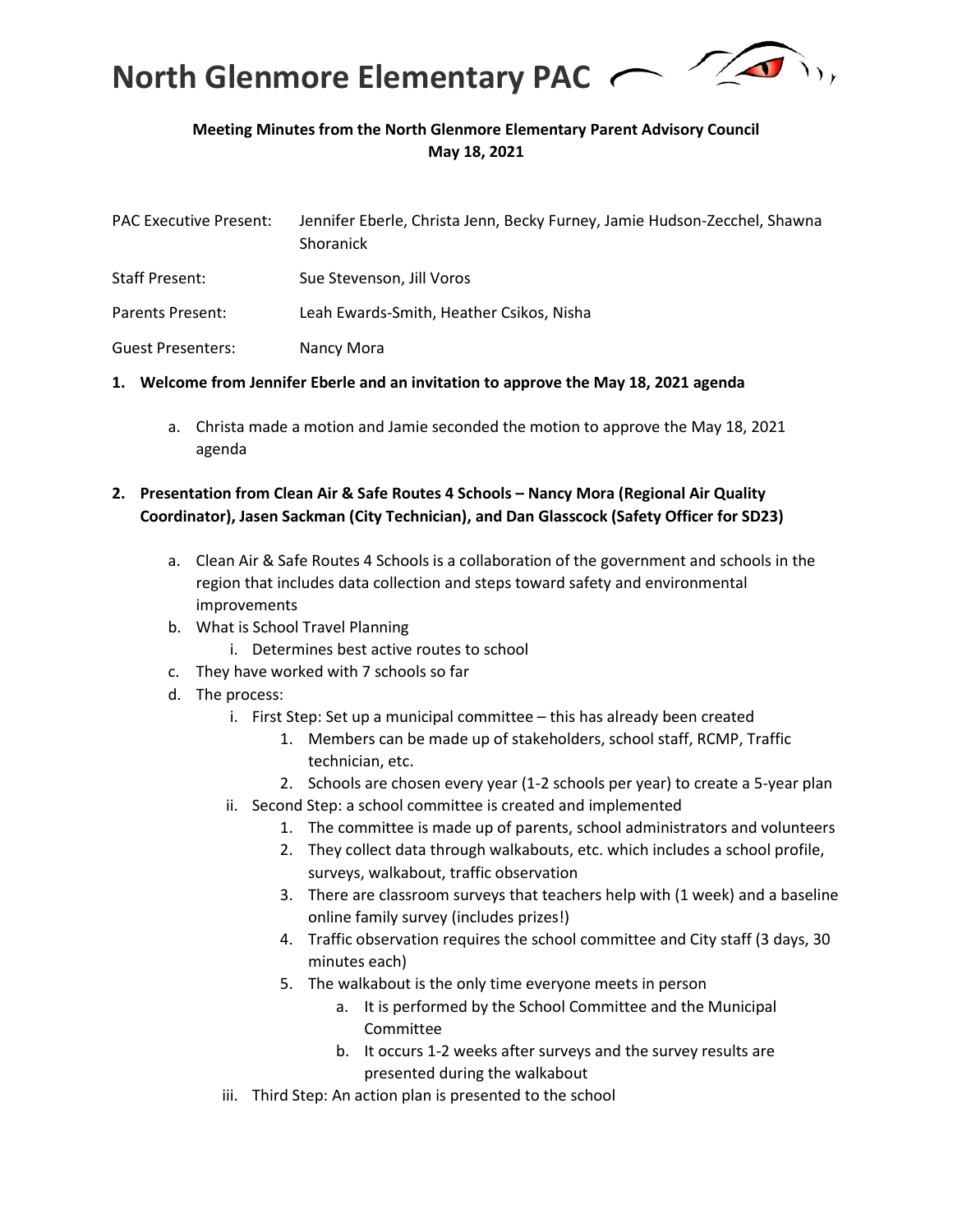# North Glenmore Elementary PAC

**Meeting Minutes from the North Glenmore Elementary Parent Advisory Council**
**May 18, 2021**

PAC Executive Present: Jennifer Eberle, Christa Jenn, Becky Furney, Jamie Hudson-Zecchel, Shawna Shoranick

Staff Present: Sue Stevenson, Jill Voros

Parents Present: Leah Ewards-Smith, Heather Csikos, Nisha

Guest Presenters: Nancy Mora

1. **Welcome from Jennifer Eberle and an invitation to approve the May 18, 2021 agenda**
   a. Christa made a motion and Jamie seconded the motion to approve the May 18, 2021 agenda

2. **Presentation from Clean Air & Safe Routes 4 Schools – Nancy Mora (Regional Air Quality Coordinator), Jasen Sackman (City Technician), and Dan Glasscock (Safety Officer for SD23)**
   a. Clean Air & Safe Routes 4 Schools is a collaboration of the government and schools in the region that includes data collection and steps toward safety and environmental improvements
   b. What is School Travel Planning
      i. Determines best active routes to school
   c. They have worked with 7 schools so far
   d. The process:
      i. First Step: Set up a municipal committee – this has already been created
         1. Members can be made up of stakeholders, school staff, RCMP, Traffic technician, etc.
         2. Schools are chosen every year (1-2 schools per year) to create a 5-year plan
      ii. Second Step: a school committee is created and implemented
         1. The committee is made up of parents, school administrators and volunteers
         2. They collect data through walkabouts, etc. which includes a school profile, surveys, walkabout, traffic observation
         3. There are classroom surveys that teachers help with (1 week) and a baseline online family survey (includes prizes!)
         4. Traffic observation requires the school committee and City staff (3 days, 30 minutes each)
         5. The walkabout is the only time everyone meets in person
            a. It is performed by the School Committee and the Municipal Committee
            b. It occurs 1-2 weeks after surveys and the survey results are presented during the walkabout
      iii. Third Step: An action plan is presented to the school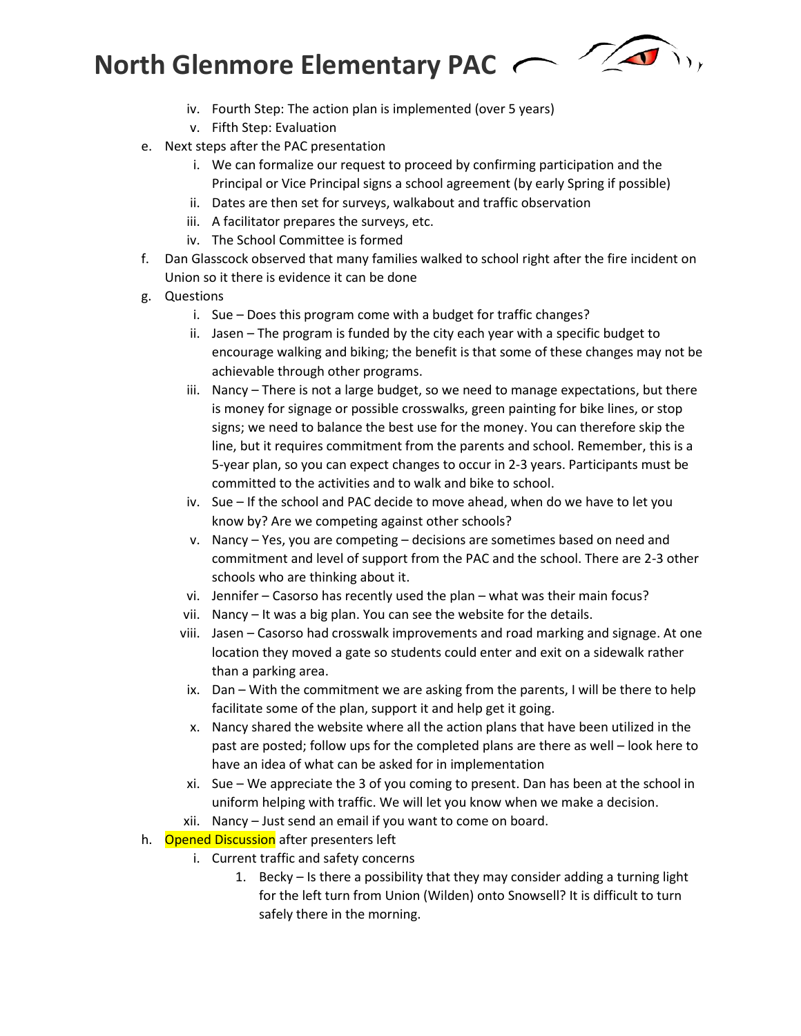iv. Fourth Step: The action plan is implemented (over 5 years)
   v. Fifth Step: Evaluation

e. Next steps after the PAC presentation
   i. We can formalize our request to proceed by confirming participation and the Principal or Vice Principal signs a school agreement (by early Spring if possible)
   ii. Dates are then set for surveys, walkabout and traffic observation
   iii. A facilitator prepares the surveys, etc.
   iv. The School Committee is formed

f. Dan Glasscock observed that many families walked to school right after the fire incident on Union so it there is evidence it can be done

g. Questions
   i. Sue – Does this program come with a budget for traffic changes?
   ii. Jasen – The program is funded by the city each year with a specific budget to encourage walking and biking; the benefit is that some of these changes may not be achievable through other programs.
   iii. Nancy – There is not a large budget, so we need to manage expectations, but there is money for signage or possible crosswalks, green painting for bike lines, or stop signs; we need to balance the best use for the money. You can therefore skip the line, but it requires commitment from the parents and school. Remember, this is a 5-year plan, so you can expect changes to occur in 2-3 years. Participants must be committed to the activities and to walk and bike to school.
   iv. Sue – If the school and PAC decide to move ahead, when do we have to let you know by? Are we competing against other schools?
   v. Nancy – Yes, you are competing – decisions are sometimes based on need and commitment and level of support from the PAC and the school. There are 2-3 other schools who are thinking about it.
   vi. Jennifer – Casorso has recently used the plan – what was their main focus?
   vii. Nancy – It was a big plan. You can see the website for the details.
   viii. Jasen – Casorso had crosswalk improvements and road marking and signage. At one location they moved a gate so students could enter and exit on a sidewalk rather than a parking area.
   ix. Dan – With the commitment we are asking from the parents, I will be there to help facilitate some of the plan, support it and help get it going.
   x. Nancy shared the website where all the action plans that have been utilized in the past are posted; follow ups for the completed plans are there as well – look here to have an idea of what can be asked for in implementation
   xi. Sue – We appreciate the 3 of you coming to present. Dan has been at the school in uniform helping with traffic. We will let you know when we make a decision.
   xii. Nancy – Just send an email if you want to come on board.

h. Opened Discussion after presenters left
   i. Current traffic and safety concerns
      1. Becky – Is there a possibility that they may consider adding a turning light for the left turn from Union (Wilden) onto Snowsell? It is difficult to turn safely there in the morning.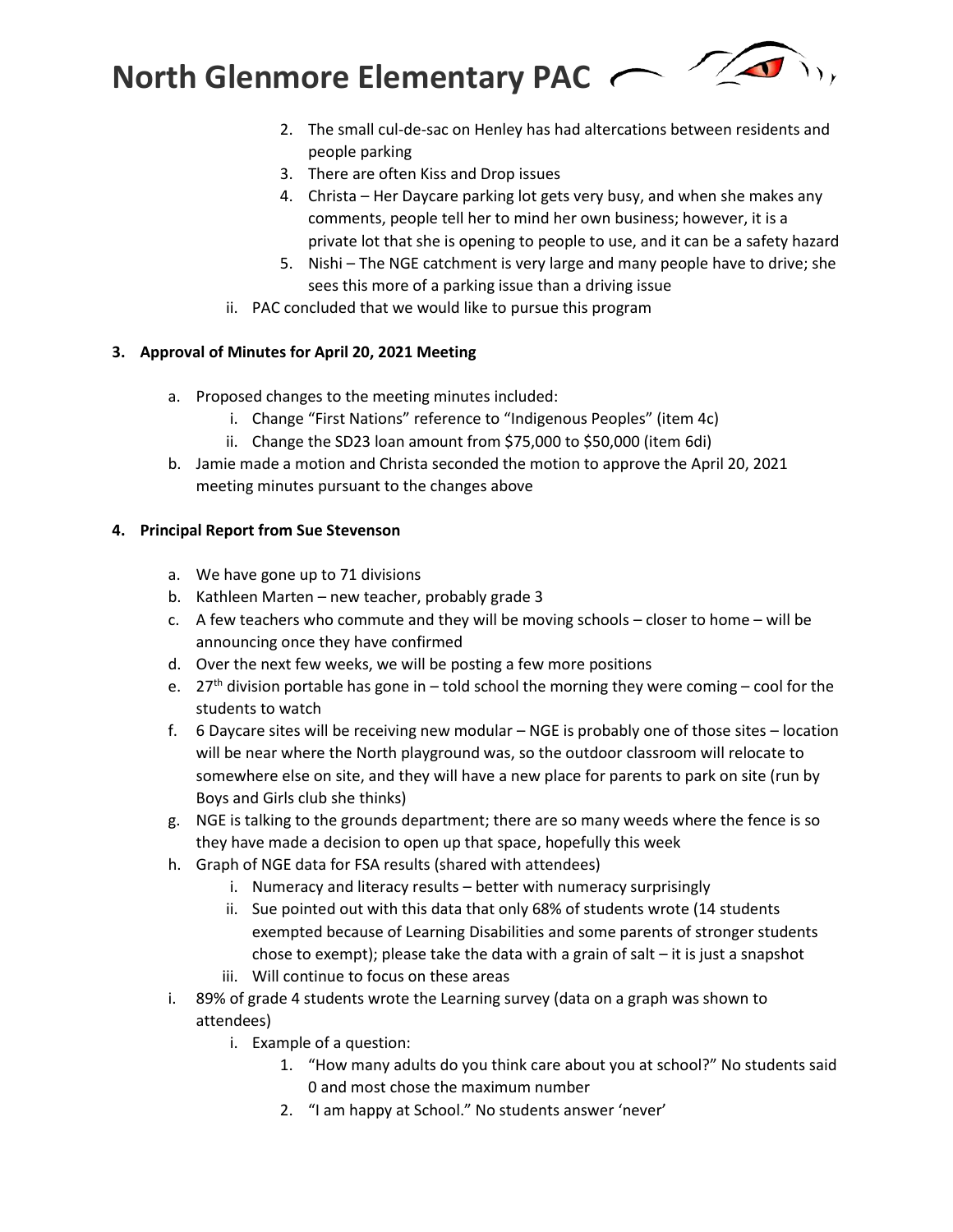2. The small cul-de-sac on Henley has had altercations between residents and people parking
3. There are often Kiss and Drop issues
4. Christa – Her Daycare parking lot gets very busy, and when she makes any comments, people tell her to mind her own business; however, it is a private lot that she is opening to people to use, and it can be a safety hazard
5. Nishi – The NGE catchment is very large and many people have to drive; she sees this more of a parking issue than a driving issue

ii. PAC concluded that we would like to pursue this program

**3. Approval of Minutes for April 20, 2021 Meeting**

a. Proposed changes to the meeting minutes included:
   i. Change "First Nations" reference to "Indigenous Peoples" (item 4c)
   ii. Change the SD23 loan amount from $75,000 to $50,000 (item 6di)

b. Jamie made a motion and Christa seconded the motion to approve the April 20, 2021 meeting minutes pursuant to the changes above

**4. Principal Report from Sue Stevenson**

a. We have gone up to 71 divisions

b. Kathleen Marten – new teacher, probably grade 3

c. A few teachers who commute and they will be moving schools – closer to home – will be announcing once they have confirmed

d. Over the next few weeks, we will be posting a few more positions

e. 27th division portable has gone in – told school the morning they were coming – cool for the students to watch

f. 6 Daycare sites will be receiving new modular – NGE is probably one of those sites – location will be near where the North playground was, so the outdoor classroom will relocate to somewhere else on site, and they will have a new place for parents to park on site (run by Boys and Girls club she thinks)

g. NGE is talking to the grounds department; there are so many weeds where the fence is so they have made a decision to open up that space, hopefully this week

h. Graph of NGE data for FSA results (shared with attendees)
   i. Numeracy and literacy results – better with numeracy surprisingly
   ii. Sue pointed out with this data that only 68% of students wrote (14 students exempted because of Learning Disabilities and some parents of stronger students chose to exempt); please take the data with a grain of salt – it is just a snapshot
   iii. Will continue to focus on these areas

i. 89% of grade 4 students wrote the Learning survey (data on a graph was shown to attendees)
   i. Example of a question:
      1. "How many adults do you think care about you at school?" No students said 0 and most chose the maximum number
      2. "I am happy at School." No students answer 'never'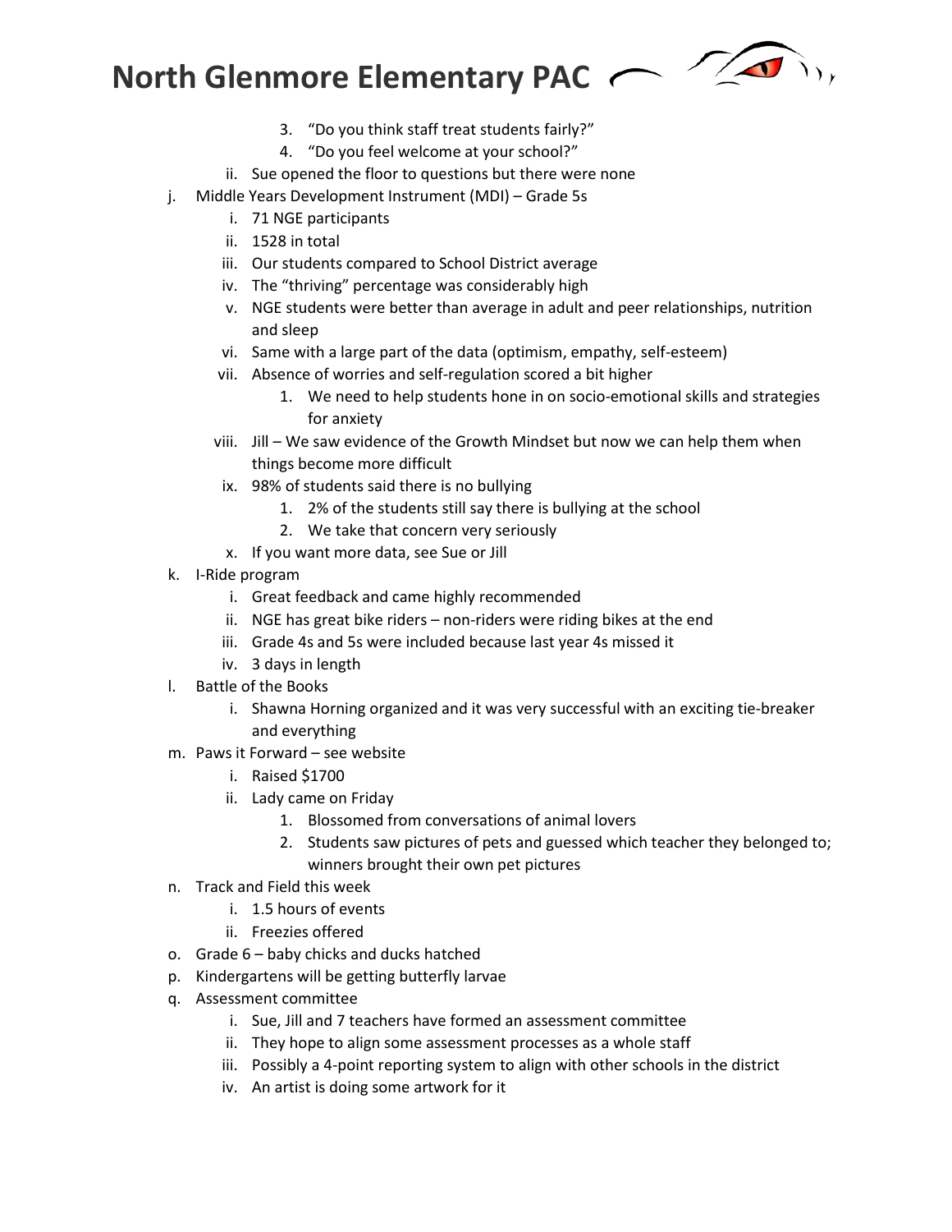3. "Do you think staff treat students fairly?"
4. "Do you feel welcome at your school?"

ii. Sue opened the floor to questions but there were none

j. Middle Years Development Instrument (MDI) – Grade 5s
   i. 71 NGE participants
   ii. 1528 in total
   iii. Our students compared to School District average
   iv. The "thriving" percentage was considerably high
   v. NGE students were better than average in adult and peer relationships, nutrition and sleep
   vi. Same with a large part of the data (optimism, empathy, self-esteem)
   vii. Absence of worries and self-regulation scored a bit higher
      1. We need to help students hone in on socio-emotional skills and strategies for anxiety
   viii. Jill – We saw evidence of the Growth Mindset but now we can help them when things become more difficult
   ix. 98% of students said there is no bullying
      1. 2% of the students still say there is bullying at the school
      2. We take that concern very seriously
   x. If you want more data, see Sue or Jill

k. I-Ride program
   i. Great feedback and came highly recommended
   ii. NGE has great bike riders – non-riders were riding bikes at the end
   iii. Grade 4s and 5s were included because last year 4s missed it
   iv. 3 days in length

l. Battle of the Books
   i. Shawna Horning organized and it was very successful with an exciting tie-breaker and everything

m. Paws it Forward – see website
   i. Raised $1700
   ii. Lady came on Friday
      1. Blossomed from conversations of animal lovers
      2. Students saw pictures of pets and guessed which teacher they belonged to; winners brought their own pet pictures

n. Track and Field this week
   i. 1.5 hours of events
   ii. Freezies offered

o. Grade 6 – baby chicks and ducks hatched

p. Kindergartens will be getting butterfly larvae

q. Assessment committee
   i. Sue, Jill and 7 teachers have formed an assessment committee
   ii. They hope to align some assessment processes as a whole staff
   iii. Possibly a 4-point reporting system to align with other schools in the district
   iv. An artist is doing some artwork for it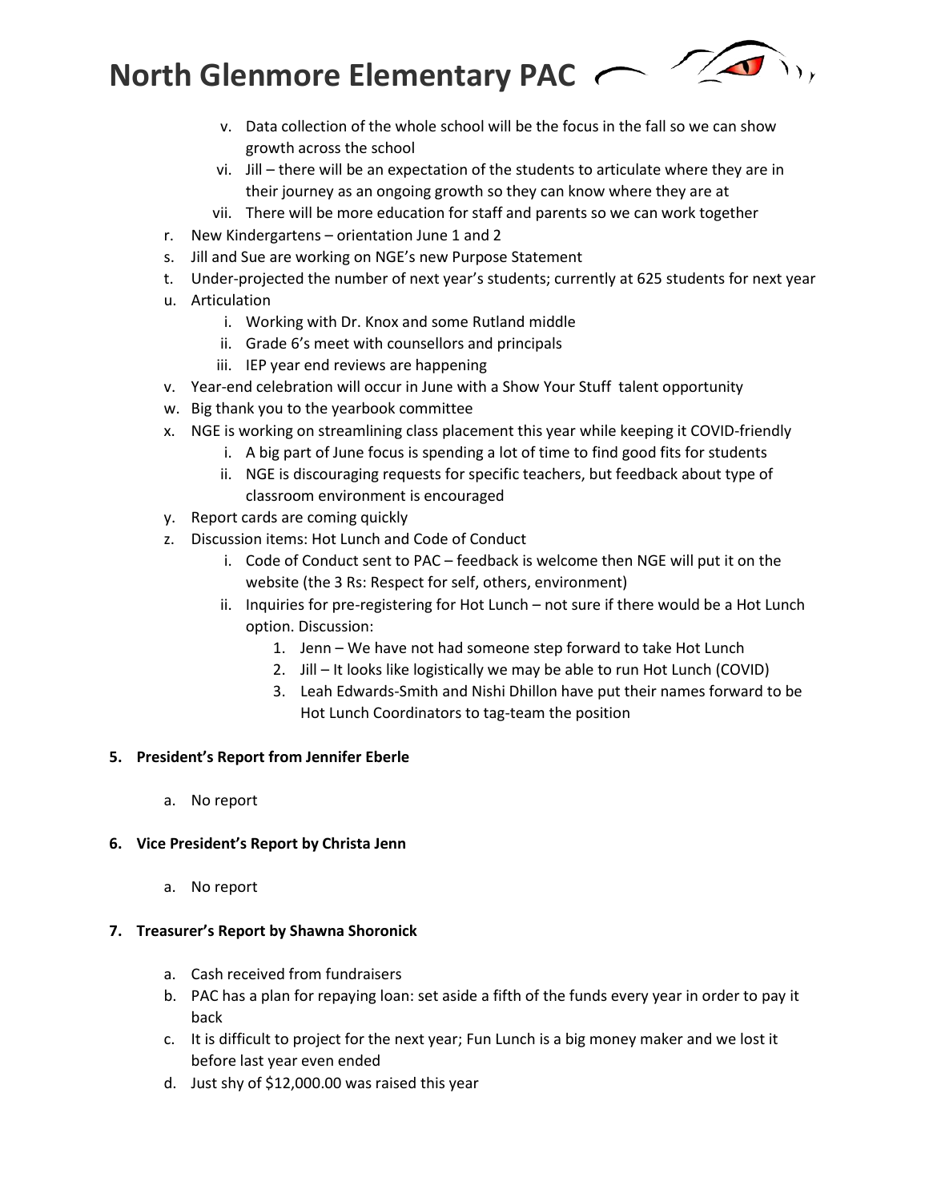v. Data collection of the whole school will be the focus in the fall so we can show growth across the school
vi. Jill – there will be an expectation of the students to articulate where they are in their journey as an ongoing growth so they can know where they are at
vii. There will be more education for staff and parents so we can work together

r. New Kindergartens – orientation June 1 and 2
s. Jill and Sue are working on NGE's new Purpose Statement
t. Under-projected the number of next year's students; currently at 625 students for next year
u. Articulation
   i. Working with Dr. Knox and some Rutland middle
   ii. Grade 6's meet with counsellors and principals
   iii. IEP year end reviews are happening
v. Year-end celebration will occur in June with a Show Your Stuff talent opportunity
w. Big thank you to the yearbook committee
x. NGE is working on streamlining class placement this year while keeping it COVID-friendly
   i. A big part of June focus is spending a lot of time to find good fits for students
   ii. NGE is discouraging requests for specific teachers, but feedback about type of classroom environment is encouraged
y. Report cards are coming quickly
z. Discussion items: Hot Lunch and Code of Conduct
   i. Code of Conduct sent to PAC – feedback is welcome then NGE will put it on the website (the 3 Rs: Respect for self, others, environment)
   ii. Inquiries for pre-registering for Hot Lunch – not sure if there would be a Hot Lunch option. Discussion:
      1. Jenn – We have not had someone step forward to take Hot Lunch
      2. Jill – It looks like logistically we may be able to run Hot Lunch (COVID)
      3. Leah Edwards-Smith and Nishi Dhillon have put their names forward to be Hot Lunch Coordinators to tag-team the position

**5. President's Report from Jennifer Eberle**

a. No report

**6. Vice President's Report by Christa Jenn**

a. No report

**7. Treasurer's Report by Shawna Shoronick**

a. Cash received from fundraisers
b. PAC has a plan for repaying loan: set aside a fifth of the funds every year in order to pay it back
c. It is difficult to project for the next year; Fun Lunch is a big money maker and we lost it before last year even ended
d. Just shy of $12,000.00 was raised this year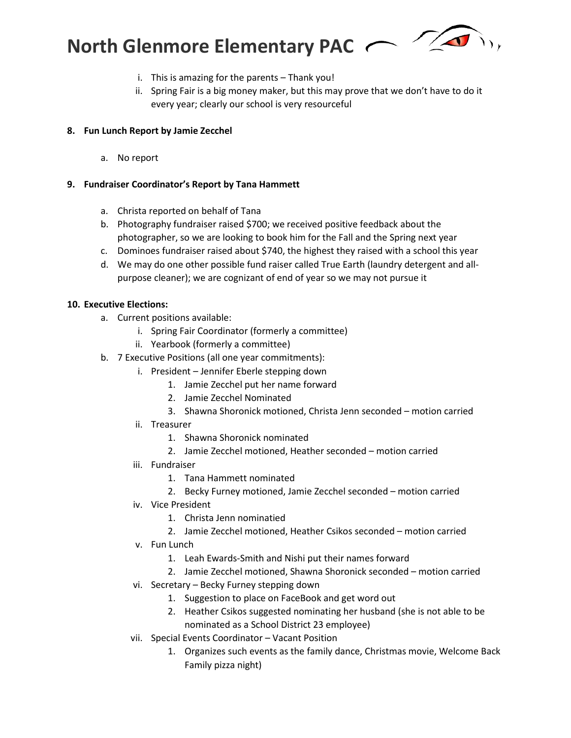i. This is amazing for the parents – Thank you!
ii. Spring Fair is a big money maker, but this may prove that we don't have to do it every year; clearly our school is very resourceful

**8. Fun Lunch Report by Jamie Zecchel**

a. No report

**9. Fundraiser Coordinator's Report by Tana Hammett**

a. Christa reported on behalf of Tana
b. Photography fundraiser raised $700; we received positive feedback about the photographer, so we are looking to book him for the Fall and the Spring next year
c. Dominoes fundraiser raised about $740, the highest they raised with a school this year
d. We may do one other possible fund raiser called True Earth (laundry detergent and all-purpose cleaner); we are cognizant of end of year so we may not pursue it

**10. Executive Elections:**

a. Current positions available:
   i. Spring Fair Coordinator (formerly a committee)
   ii. Yearbook (formerly a committee)
b. 7 Executive Positions (all one year commitments):
   i. President – Jennifer Eberle stepping down
      1. Jamie Zecchel put her name forward
      2. Jamie Zecchel Nominated
      3. Shawna Shoronick motioned, Christa Jenn seconded – motion carried
   ii. Treasurer
      1. Shawna Shoronick nominated
      2. Jamie Zecchel motioned, Heather seconded – motion carried
   iii. Fundraiser
      1. Tana Hammett nominated
      2. Becky Furney motioned, Jamie Zecchel seconded – motion carried
   iv. Vice President
      1. Christa Jenn nominatied
      2. Jamie Zecchel motioned, Heather Csikos seconded – motion carried
   v. Fun Lunch
      1. Leah Ewards-Smith and Nishi put their names forward
      2. Jamie Zecchel motioned, Shawna Shoronick seconded – motion carried
   vi. Secretary – Becky Furney stepping down
      1. Suggestion to place on FaceBook and get word out
      2. Heather Csikos suggested nominating her husband (she is not able to be nominated as a School District 23 employee)
   vii. Special Events Coordinator – Vacant Position
      1. Organizes such events as the family dance, Christmas movie, Welcome Back Family pizza night)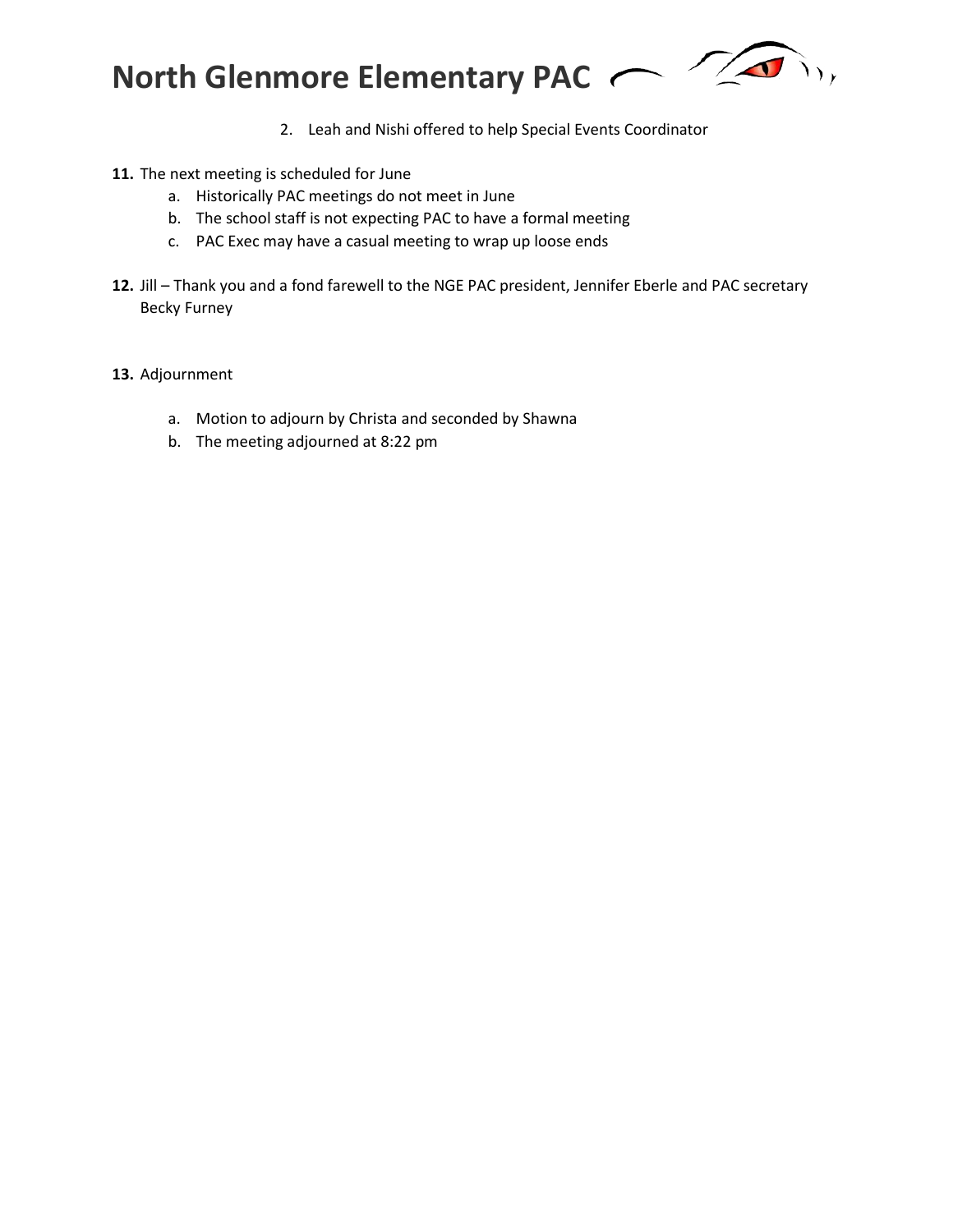2. Leah and Nishi offered to help Special Events Coordinator

**11.** The next meeting is scheduled for June

a. Historically PAC meetings do not meet in June
b. The school staff is not expecting PAC to have a formal meeting
c. PAC Exec may have a casual meeting to wrap up loose ends

**12.** Jill – Thank you and a fond farewell to the NGE PAC president, Jennifer Eberle and PAC secretary Becky Furney

**13.** Adjournment

a. Motion to adjourn by Christa and seconded by Shawna
b. The meeting adjourned at 8:22 pm